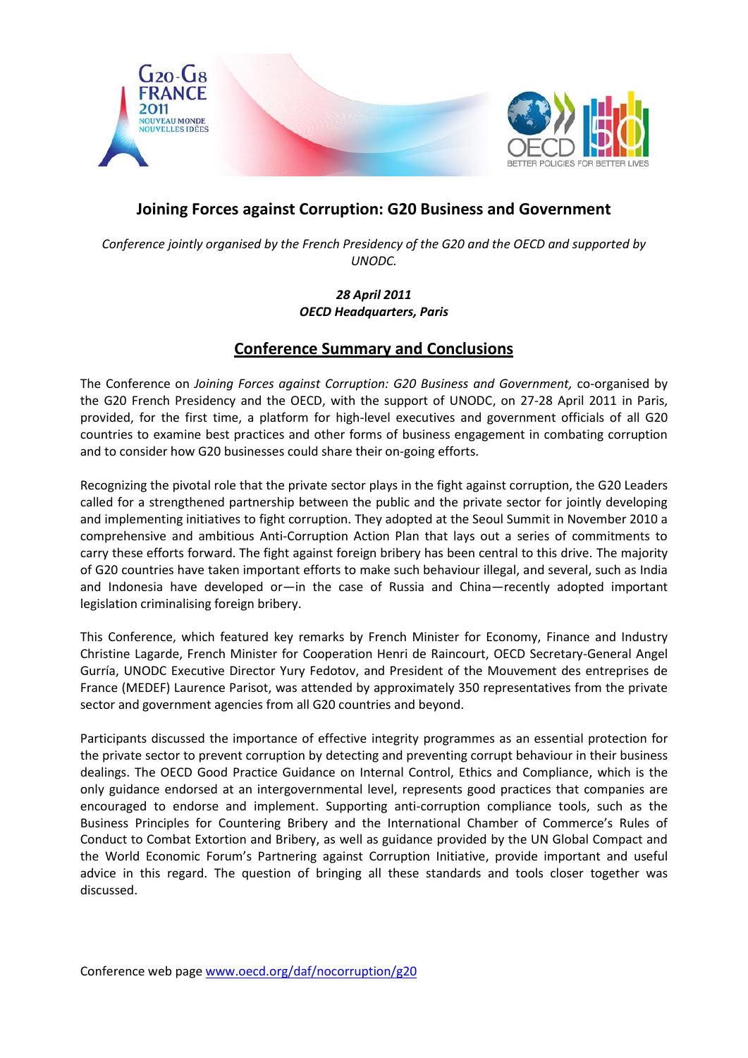# Joining Forces against Corruption: G20 Business and Government

*Conference jointly organised by the French Presidency of the G20 and the OECD and supported by UNODC.*

***28 April 2011***
***OECD Headquarters, Paris***

## Conference Summary and Conclusions

The Conference on *Joining Forces against Corruption: G20 Business and Government,* co-organised by the G20 French Presidency and the OECD, with the support of UNODC, on 27-28 April 2011 in Paris, provided, for the first time, a platform for high-level executives and government officials of all G20 countries to examine best practices and other forms of business engagement in combating corruption and to consider how G20 businesses could share their on-going efforts.

Recognizing the pivotal role that the private sector plays in the fight against corruption, the G20 Leaders called for a strengthened partnership between the public and the private sector for jointly developing and implementing initiatives to fight corruption. They adopted at the Seoul Summit in November 2010 a comprehensive and ambitious Anti-Corruption Action Plan that lays out a series of commitments to carry these efforts forward. The fight against foreign bribery has been central to this drive. The majority of G20 countries have taken important efforts to make such behaviour illegal, and several, such as India and Indonesia have developed or—in the case of Russia and China—recently adopted important legislation criminalising foreign bribery.

This Conference, which featured key remarks by French Minister for Economy, Finance and Industry Christine Lagarde, French Minister for Cooperation Henri de Raincourt, OECD Secretary-General Angel Gurría, UNODC Executive Director Yury Fedotov, and President of the Mouvement des entreprises de France (MEDEF) Laurence Parisot, was attended by approximately 350 representatives from the private sector and government agencies from all G20 countries and beyond.

Participants discussed the importance of effective integrity programmes as an essential protection for the private sector to prevent corruption by detecting and preventing corrupt behaviour in their business dealings. The OECD Good Practice Guidance on Internal Control, Ethics and Compliance, which is the only guidance endorsed at an intergovernmental level, represents good practices that companies are encouraged to endorse and implement. Supporting anti-corruption compliance tools, such as the Business Principles for Countering Bribery and the International Chamber of Commerce's Rules of Conduct to Combat Extortion and Bribery, as well as guidance provided by the UN Global Compact and the World Economic Forum's Partnering against Corruption Initiative, provide important and useful advice in this regard. The question of bringing all these standards and tools closer together was discussed.

Conference web page [www.oecd.org/daf/nocorruption/g20](www.oecd.org/daf/nocorruption/g20)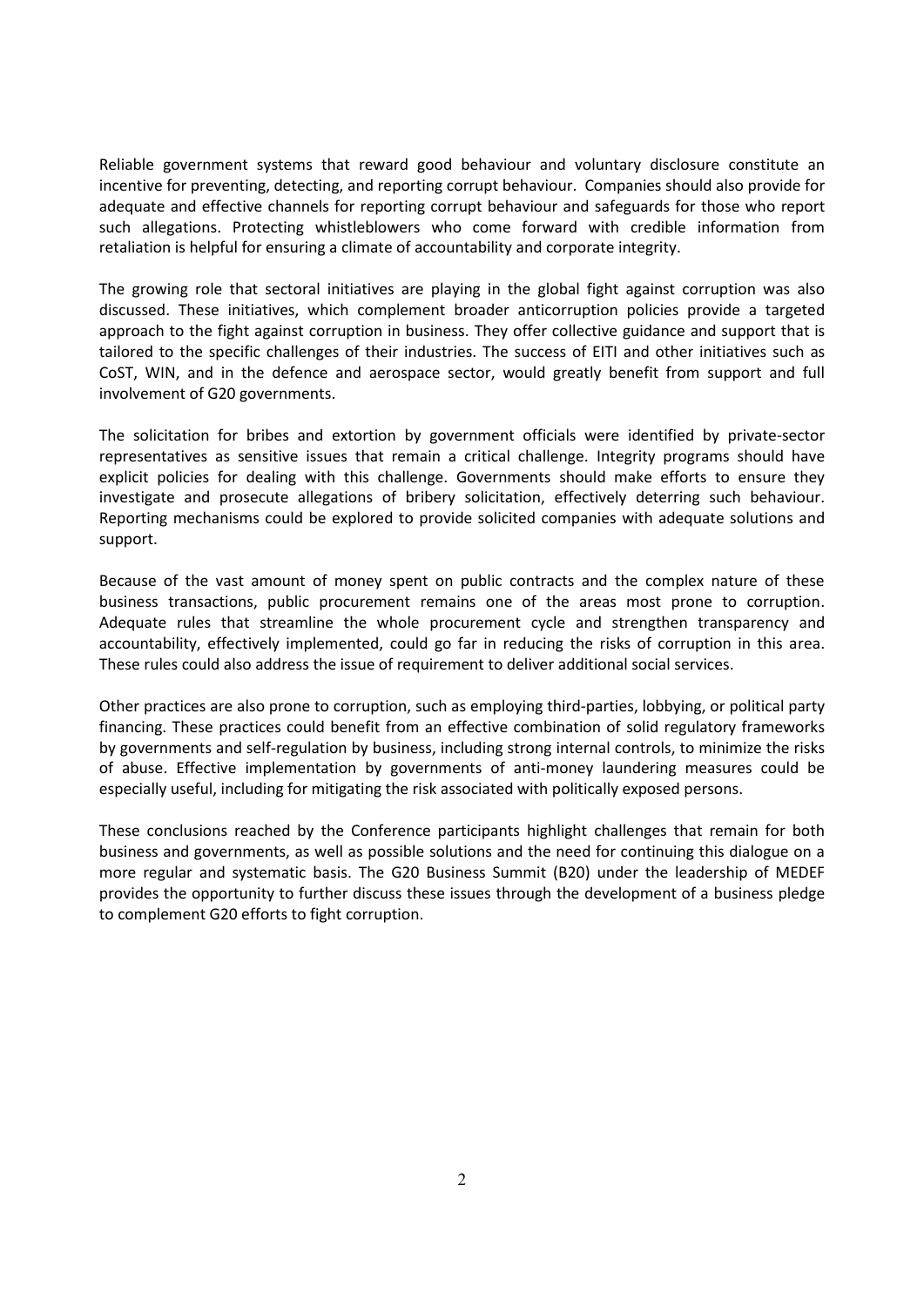Reliable government systems that reward good behaviour and voluntary disclosure constitute an incentive for preventing, detecting, and reporting corrupt behaviour. Companies should also provide for adequate and effective channels for reporting corrupt behaviour and safeguards for those who report such allegations. Protecting whistleblowers who come forward with credible information from retaliation is helpful for ensuring a climate of accountability and corporate integrity.

The growing role that sectoral initiatives are playing in the global fight against corruption was also discussed. These initiatives, which complement broader anticorruption policies provide a targeted approach to the fight against corruption in business. They offer collective guidance and support that is tailored to the specific challenges of their industries. The success of EITI and other initiatives such as CoST, WIN, and in the defence and aerospace sector, would greatly benefit from support and full involvement of G20 governments.

The solicitation for bribes and extortion by government officials were identified by private-sector representatives as sensitive issues that remain a critical challenge. Integrity programs should have explicit policies for dealing with this challenge. Governments should make efforts to ensure they investigate and prosecute allegations of bribery solicitation, effectively deterring such behaviour. Reporting mechanisms could be explored to provide solicited companies with adequate solutions and support.

Because of the vast amount of money spent on public contracts and the complex nature of these business transactions, public procurement remains one of the areas most prone to corruption. Adequate rules that streamline the whole procurement cycle and strengthen transparency and accountability, effectively implemented, could go far in reducing the risks of corruption in this area. These rules could also address the issue of requirement to deliver additional social services.

Other practices are also prone to corruption, such as employing third-parties, lobbying, or political party financing. These practices could benefit from an effective combination of solid regulatory frameworks by governments and self-regulation by business, including strong internal controls, to minimize the risks of abuse. Effective implementation by governments of anti-money laundering measures could be especially useful, including for mitigating the risk associated with politically exposed persons.

These conclusions reached by the Conference participants highlight challenges that remain for both business and governments, as well as possible solutions and the need for continuing this dialogue on a more regular and systematic basis. The G20 Business Summit (B20) under the leadership of MEDEF provides the opportunity to further discuss these issues through the development of a business pledge to complement G20 efforts to fight corruption.